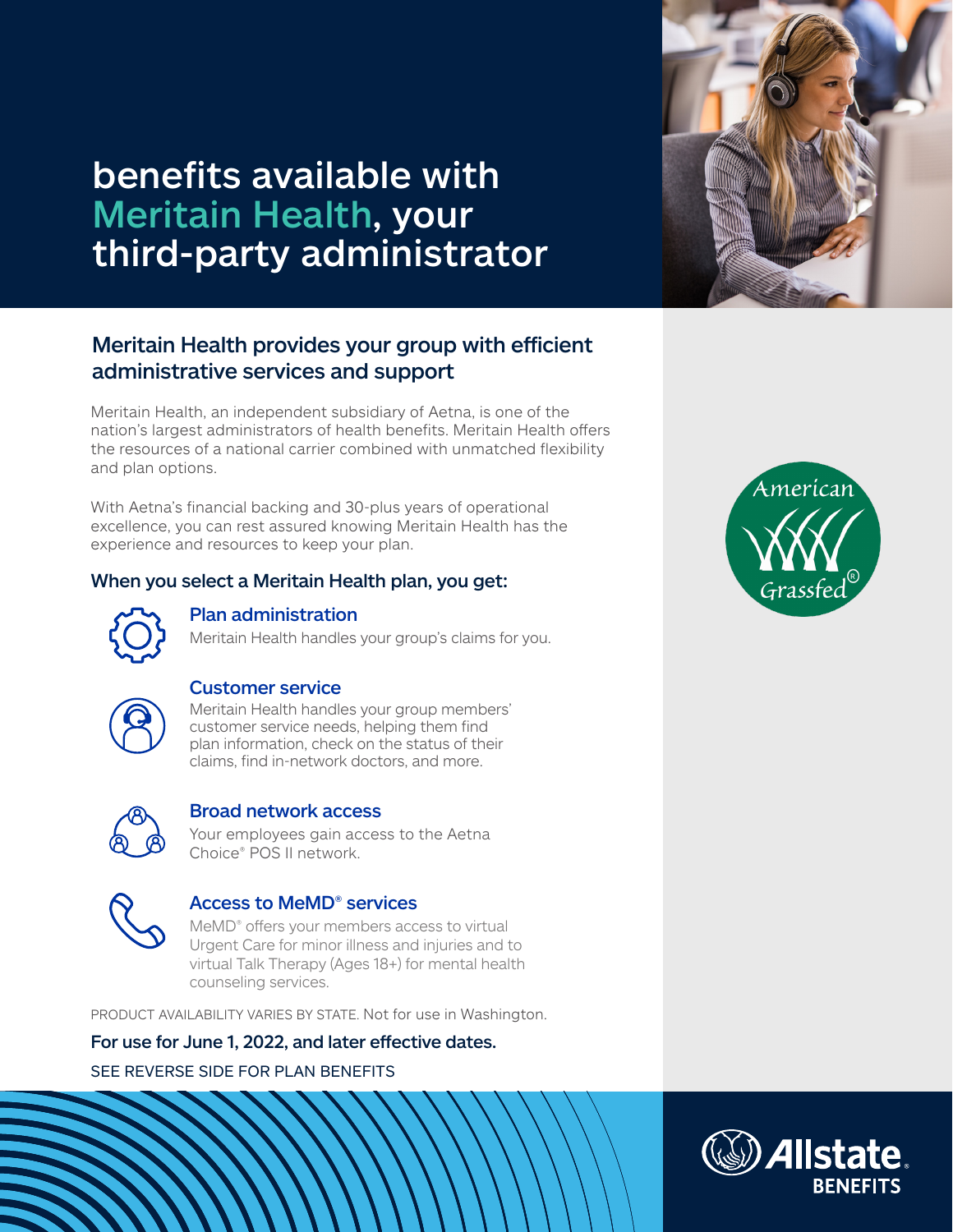# benefits available with Meritain Health, your third-party administrator

## Meritain Health provides your group with efficient administrative services and support

Meritain Health, an independent subsidiary of Aetna, is one of the nation's largest administrators of health benefits. Meritain Health offers the resources of a national carrier combined with unmatched flexibility and plan options.

With Aetna's financial backing and 30-plus years of operational excellence, you can rest assured knowing Meritain Health has the experience and resources to keep your plan.

### When you select a Meritain Health plan, you get:

**Plan administration**
Meritain Health handles your group's claims for you.

**Customer service**
Meritain Health handles your group members' customer service needs, helping them find plan information, check on the status of their claims, find in-network doctors, and more.

**Broad network access**
Your employees gain access to the Aetna Choice® POS II network.

**Access to MeMD® services**
MeMD® offers your members access to virtual Urgent Care for minor illness and injuries and to virtual Talk Therapy (Ages 18+) for mental health counseling services.

PRODUCT AVAILABILITY VARIES BY STATE. Not for use in Washington.

**For use for June 1, 2022, and later effective dates.**

SEE REVERSE SIDE FOR PLAN BENEFITS

American Grassfed®

Allstate BENEFITS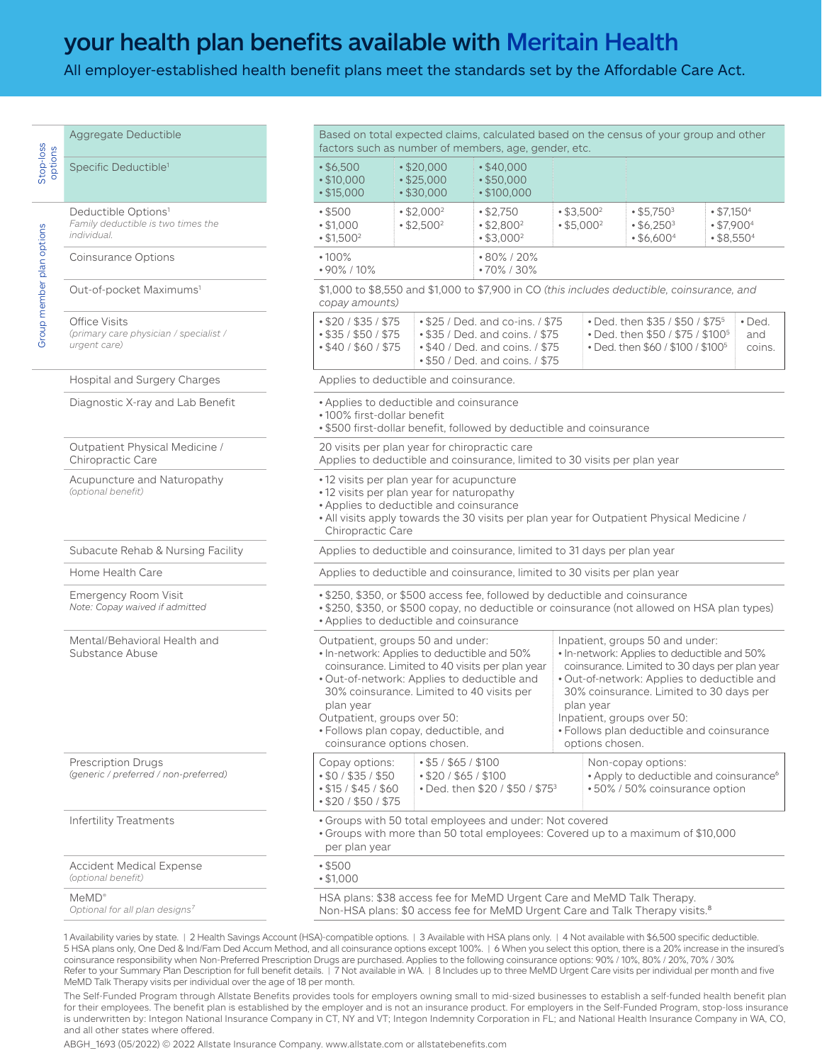# your health plan benefits available with Meritain Health

All employer-established health benefit plans meet the standards set by the Affordable Care Act.

| | | | | | | | |
|---|---|---|---|---|---|---|---|
| **Stop-loss options** | Aggregate Deductible | Based on total expected claims, calculated based on the census of your group and other factors such as number of members, age, gender, etc. | | | | | |
| | Specific Deductible[1] | • $6,500<br>• $10,000<br>• $15,000 | • $20,000<br>• $25,000<br>• $30,000 | • $40,000<br>• $50,000<br>• $100,000 | | | |
| **Group member plan options** | Deductible Options[1]<br>*Family deductible is two times the individual.* | • $500<br>• $1,000<br>• $1,500[2] | • $2,000[2]<br>• $2,500[2] | • $2,750<br>• $2,800[2]<br>• $3,000[2] | • $3,500[2]<br>• $5,000[2] | • $5,750[3]<br>• $6,250[3]<br>• $6,600[4] | • $7,150[4]<br>• $7,900[4]<br>• $8,550[4] |
| | Coinsurance Options | • 100%<br>• 90% / 10% | | • 80% / 20%<br>• 70% / 30% | | | |
| | Out-of-pocket Maximums[1] | $1,000 to $8,550 and $1,000 to $7,900 in CO *(this includes deductible, coinsurance, and copay amounts)* | | | | | |
| | Office Visits<br>*(primary care physician / specialist / urgent care)* | • $20 / $35 / $75<br>• $35 / $50 / $75<br>• $40 / $60 / $75 | • $25 / Ded. and co-ins. / $75<br>• $35 / Ded. and coins. / $75<br>• $40 / Ded. and coins. / $75<br>• $50 / Ded. and coins. / $75 | • Ded. then $35 / $50 / $75[5]<br>• Ded. then $50 / $75 / $100[5]<br>• Ded. then $60 / $100 / $100[5] | • Ded. and coins. | | |
| | Hospital and Surgery Charges | Applies to deductible and coinsurance. | | | | | |
| | Diagnostic X-ray and Lab Benefit | • Applies to deductible and coinsurance<br>• 100% first-dollar benefit<br>• $500 first-dollar benefit, followed by deductible and coinsurance | | | | | |
| | Outpatient Physical Medicine / Chiropractic Care | 20 visits per plan year for chiropractic care<br>Applies to deductible and coinsurance, limited to 30 visits per plan year | | | | | |
| | Acupuncture and Naturopathy<br>*(optional benefit)* | • 12 visits per plan year for acupuncture<br>• 12 visits per plan year for naturopathy<br>• Applies to deductible and coinsurance<br>• All visits apply towards the 30 visits per plan year for Outpatient Physical Medicine / Chiropractic Care | | | | | |
| | Subacute Rehab & Nursing Facility | Applies to deductible and coinsurance, limited to 31 days per plan year | | | | | |
| | Home Health Care | Applies to deductible and coinsurance, limited to 30 visits per plan year | | | | | |
| | Emergency Room Visit<br>*Note: Copay waived if admitted* | • $250, $350, or $500 access fee, followed by deductible and coinsurance<br>• $250, $350, or $500 copay, no deductible or coinsurance (not allowed on HSA plan types)<br>• Applies to deductible and coinsurance | | | | | |
| | Mental/Behavioral Health and Substance Abuse | Outpatient, groups 50 and under:<br>• In-network: Applies to deductible and 50% coinsurance. Limited to 40 visits per plan year<br>• Out-of-network: Applies to deductible and 30% coinsurance. Limited to 40 visits per plan year<br>Outpatient, groups over 50:<br>• Follows plan copay, deductible, and coinsurance options chosen. | Inpatient, groups 50 and under:<br>• In-network: Applies to deductible and 50% coinsurance. Limited to 30 days per plan year<br>• Out-of-network: Applies to deductible and 30% coinsurance. Limited to 30 days per plan year<br>Inpatient, groups over 50:<br>• Follows plan deductible and coinsurance options chosen. | | | | |
| | Prescription Drugs<br>*(generic / preferred / non-preferred)* | Copay options:<br>• $0 / $35 / $50<br>• $15 / $45 / $60<br>• $20 / $50 / $75 | • $5 / $65 / $100<br>• $20 / $65 / $100<br>• Ded. then $20 / $50 / $75[3] | Non-copay options:<br>• Apply to deductible and coinsurance[6]<br>• 50% / 50% coinsurance option | | | |
| | Infertility Treatments | • Groups with 50 total employees and under: Not covered<br>• Groups with more than 50 total employees: Covered up to a maximum of $10,000 per plan year | | | | | |
| | Accident Medical Expense<br>*(optional benefit)* | • $500<br>• $1,000 | | | | | |
| | MeMD®<br>*Optional for all plan designs[7]* | HSA plans: $38 access fee for MeMD Urgent Care and MeMD Talk Therapy.<br>Non-HSA plans: $0 access fee for MeMD Urgent Care and Talk Therapy visits.[8] | | | | | |

1 Availability varies by state. | 2 Health Savings Account (HSA)-compatible options. | 3 Available with HSA plans only. | 4 Not available with $6,500 specific deductible.
5 HSA plans only, One Ded & Ind/Fam Ded Accum Method, and all coinsurance options except 100%. | 6 When you select this option, there is a 20% increase in the insured's coinsurance responsibility when Non-Preferred Prescription Drugs are purchased. Applies to the following coinsurance options: 90% / 10%, 80% / 20%, 70% / 30%
Refer to your Summary Plan Description for full benefit details. | 7 Not available in WA. | 8 Includes up to three MeMD Urgent Care visits per individual per month and five MeMD Talk Therapy visits per individual over the age of 18 per month.

The Self-Funded Program through Allstate Benefits provides tools for employers owning small to mid-sized businesses to establish a self-funded health benefit plan for their employees. The benefit plan is established by the employer and is not an insurance product. For employers in the Self-Funded Program, stop-loss insurance is underwritten by: Integon National Insurance Company in CT, NY and VT; Integon Indemnity Corporation in FL; and National Health Insurance Company in WA, CO, and all other states where offered.

ABGH_1693 (05/2022) © 2022 Allstate Insurance Company. www.allstate.com or allstatebenefits.com